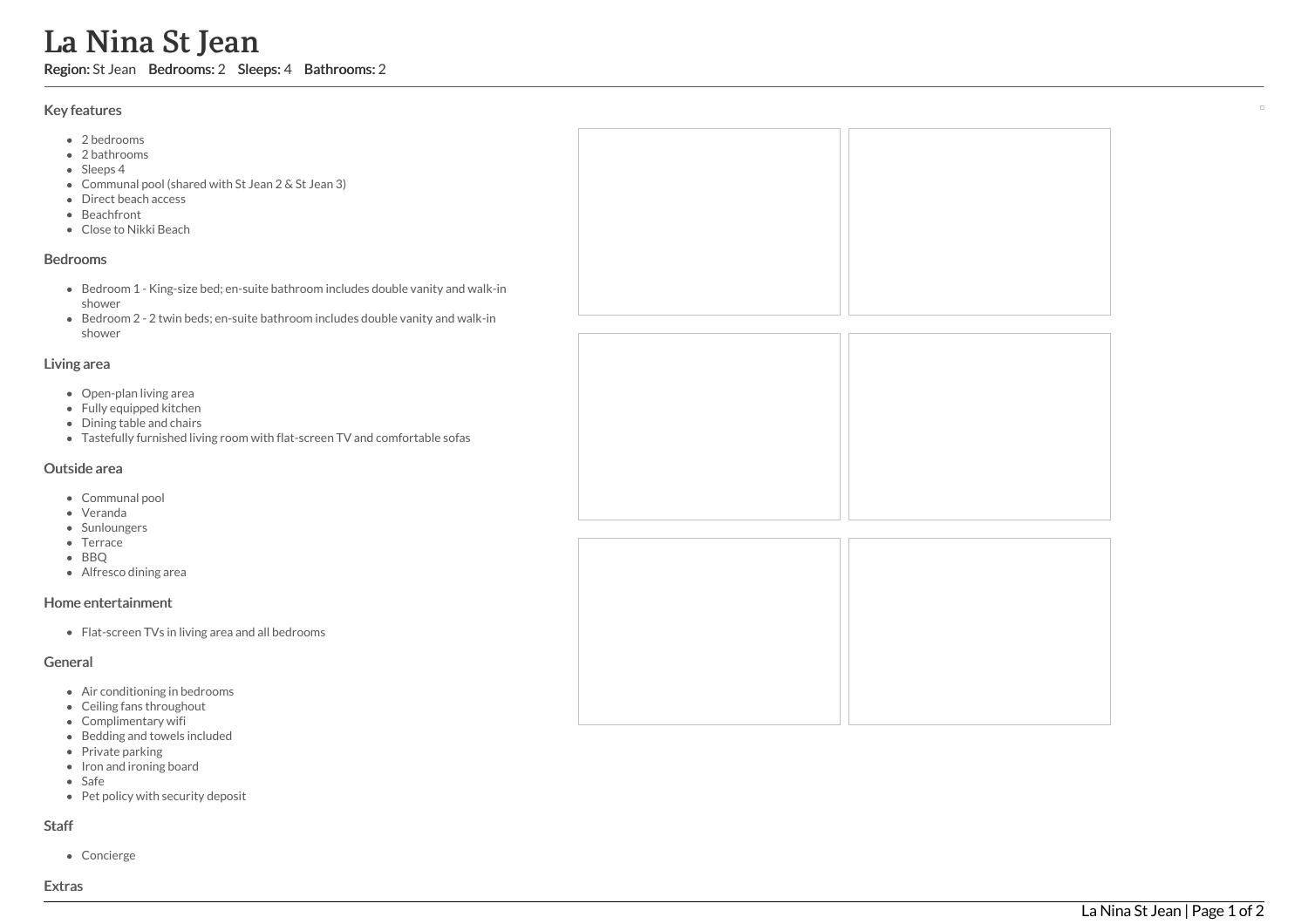# La Nina St Jean

**Region:** St Jean **Bedrooms:** 2 **Sleeps:** 4 **Bathrooms:** 2

## Key features

- 2 bedrooms
- 2 bathrooms
- Sleeps 4
- Communal pool (shared with St Jean 2 & St Jean 3)
- Direct beach access
- Beachfront
- Close to Nikki Beach

## Bedrooms

- Bedroom 1 - King-size bed; en-suite bathroom includes double vanity and walk-in shower
- Bedroom 2 - 2 twin beds; en-suite bathroom includes double vanity and walk-in shower

## Living area

- Open-plan living area
- Fully equipped kitchen
- Dining table and chairs
- Tastefully furnished living room with flat-screen TV and comfortable sofas

## Outside area

- Communal pool
- Veranda
- Sunloungers
- Terrace
- BBQ
- Alfresco dining area

## Home entertainment

- Flat-screen TVs in living area and all bedrooms

## General

- Air conditioning in bedrooms
- Ceiling fans throughout
- Complimentary wifi
- Bedding and towels included
- Private parking
- Iron and ironing board
- Safe
- Pet policy with security deposit

## Staff

- Concierge

## Extras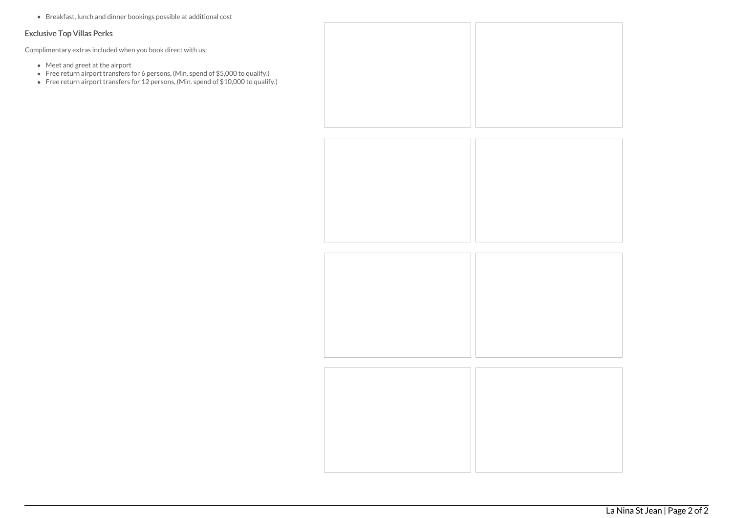- Breakfast, lunch and dinner bookings possible at additional cost

### Exclusive Top Villas Perks

Complimentary extras included when you book direct with us:

- Meet and greet at the airport
- Free return airport transfers for 6 persons, (Min. spend of $5,000 to qualify.)
- Free return airport transfers for 12 persons, (Min. spend of $10,000 to qualify.)